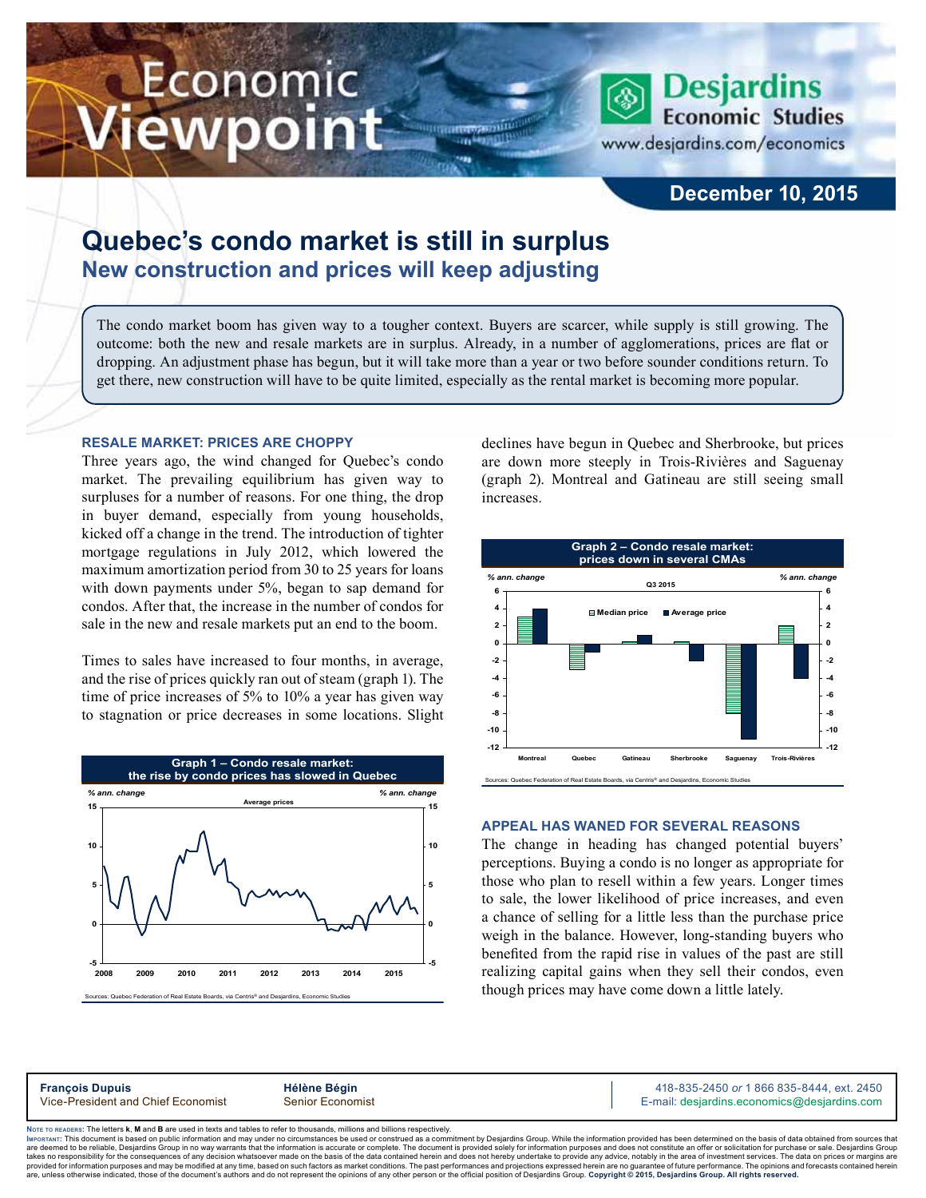# Quebec's condo market is still in surplus

## New construction and prices will keep adjusting

December 10, 2015

The condo market boom has given way to a tougher context. Buyers are scarcer, while supply is still growing. The outcome: both the new and resale markets are in surplus. Already, in a number of agglomerations, prices are flat or dropping. An adjustment phase has begun, but it will take more than a year or two before sounder conditions return. To get there, new construction will have to be quite limited, especially as the rental market is becoming more popular.

### RESALE MARKET: PRICES ARE CHOPPY

Three years ago, the wind changed for Quebec's condo market. The prevailing equilibrium has given way to surpluses for a number of reasons. For one thing, the drop in buyer demand, especially from young households, kicked off a change in the trend. The introduction of tighter mortgage regulations in July 2012, which lowered the maximum amortization period from 30 to 25 years for loans with down payments under 5%, began to sap demand for condos. After that, the increase in the number of condos for sale in the new and resale markets put an end to the boom.

Times to sales have increased to four months, in average, and the rise of prices quickly ran out of steam (graph 1). The time of price increases of 5% to 10% a year has given way to stagnation or price decreases in some locations. Slight declines have begun in Quebec and Sherbrooke, but prices are down more steeply in Trois-Rivières and Saguenay (graph 2). Montreal and Gatineau are still seeing small increases.

**Graph 1 – Condo resale market: the rise by condo prices has slowed in Quebec**

Sources: Quebec Federation of Real Estate Boards, via Centris® and Desjardins, Economic Studies

**Graph 2 – Condo resale market: prices down in several CMAs**

Sources: Quebec Federation of Real Estate Boards, via Centris® and Desjardins, Economic Studies

### APPEAL HAS WANED FOR SEVERAL REASONS

The change in heading has changed potential buyers' perceptions. Buying a condo is no longer as appropriate for those who plan to resell within a few years. Longer times to sale, the lower likelihood of price increases, and even a chance of selling for a little less than the purchase price weigh in the balance. However, long-standing buyers who benefited from the rapid rise in values of the past are still realizing capital gains when they sell their condos, even though prices may have come down a little lately.

**François Dupuis**
Vice-President and Chief Economist

**Hélène Bégin**
Senior Economist

418-835-2450 *or* 1 866 835-8444, ext. 2450
E-mail: desjardins.economics@desjardins.com

NOTE TO READERS: The letters **k**, **M** and **B** are used in texts and tables to refer to thousands, millions and billions respectively.
IMPORTANT: This document is based on public information and may under no circumstances be used or construed as a commitment by Desjardins Group. While the information provided has been determined on the basis of data obtained from sources that are deemed to be reliable, Desjardins Group in no way warrants that the information is accurate or complete. The document is provided solely for information purposes and does not constitute an offer or solicitation for purchase or sale. Desjardins Group takes no responsibility for the consequences of any decision whatsoever made on the basis of the data contained herein and does not hereby undertake to provide any advice, notably in the area of investment services. The data on prices or margins are provided for information purposes and may be modified at any time, based on such factors as market conditions. The past performances and projections expressed herein are no guarantee of future performance. The opinions and forecasts contained herein are, unless otherwise indicated, those of the document's authors and do not represent the opinions of any other person or the official position of Desjardins Group. **Copyright © 2015, Desjardins Group. All rights reserved.**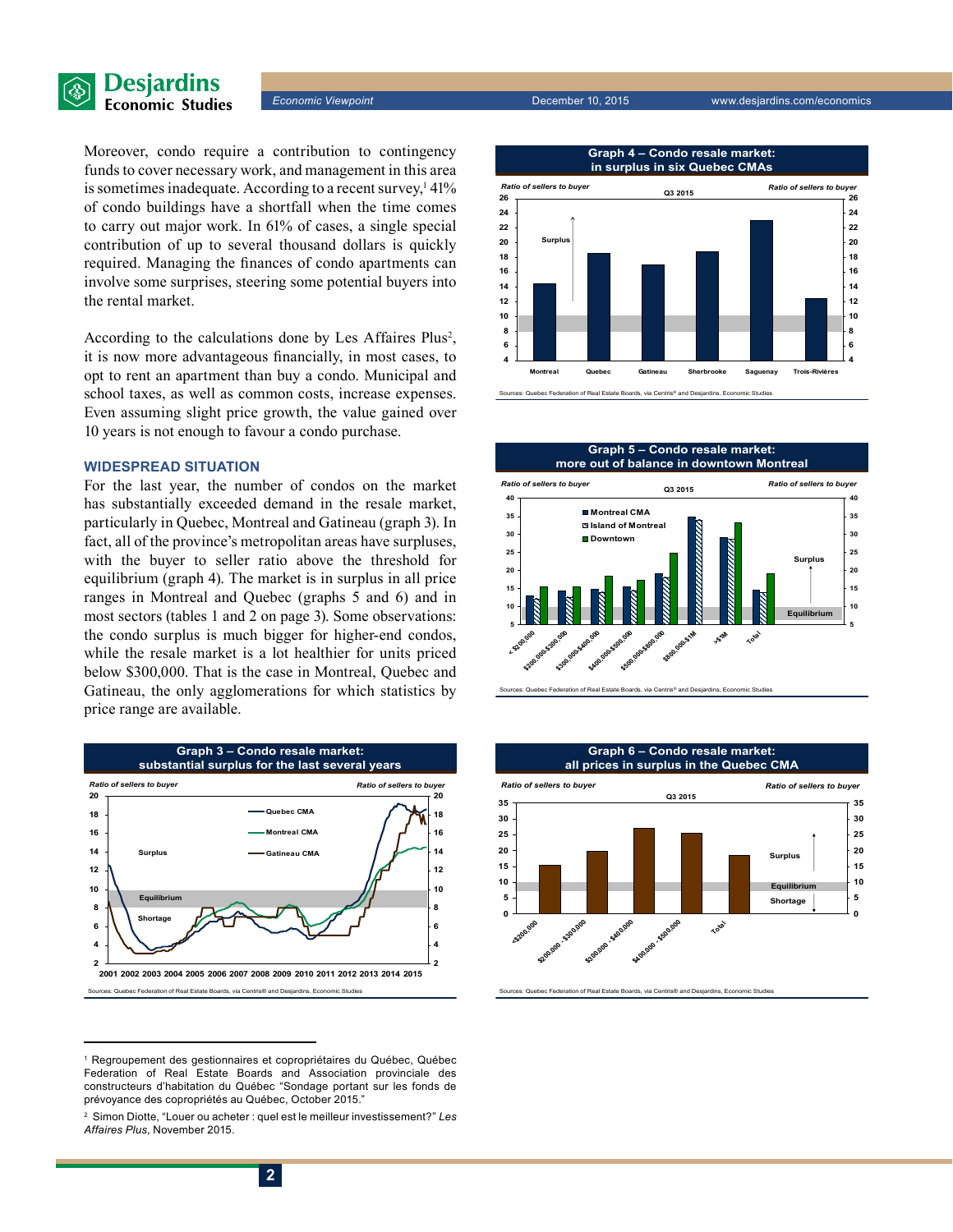Moreover, condo require a contribution to contingency funds to cover necessary work, and management in this area is sometimes inadequate. According to a recent survey,[1] 41% of condo buildings have a shortfall when the time comes to carry out major work. In 61% of cases, a single special contribution of up to several thousand dollars is quickly required. Managing the finances of condo apartments can involve some surprises, steering some potential buyers into the rental market.

According to the calculations done by Les Affaires Plus[2], it is now more advantageous financially, in most cases, to opt to rent an apartment than buy a condo. Municipal and school taxes, as well as common costs, increase expenses. Even assuming slight price growth, the value gained over 10 years is not enough to favour a condo purchase.

## WIDESPREAD SITUATION

For the last year, the number of condos on the market has substantially exceeded demand in the resale market, particularly in Quebec, Montreal and Gatineau (graph 3). In fact, all of the province's metropolitan areas have surpluses, with the buyer to seller ratio above the threshold for equilibrium (graph 4). The market is in surplus in all price ranges in Montreal and Quebec (graphs 5 and 6) and in most sectors (tables 1 and 2 on page 3). Some observations: the condo surplus is much bigger for higher-end condos, while the resale market is a lot healthier for units priced below $300,000. That is the case in Montreal, Quebec and Gatineau, the only agglomerations for which statistics by price range are available.

**Graph 3 – Condo resale market: substantial surplus for the last several years**

Sources: Quebec Federation of Real Estate Boards, via Centris® and Desjardins, Economic Studies

**Graph 4 – Condo resale market: in surplus in six Quebec CMAs**

Sources: Quebec Federation of Real Estate Boards, via Centris® and Desjardins, Economic Studies

**Graph 5 – Condo resale market: more out of balance in downtown Montreal**

Sources: Quebec Federation of Real Estate Boards, via Centris® and Desjardins, Economic Studies

**Graph 6 – Condo resale market: all prices in surplus in the Quebec CMA**

Sources: Quebec Federation of Real Estate Boards, via Centris® and Desjardins, Economic Studies

---

[1] Regroupement des gestionnaires et copropriétaires du Québec, Québec Federation of Real Estate Boards and Association provinciale des constructeurs d'habitation du Québec "Sondage portant sur les fonds de prévoyance des copropriétés au Québec, October 2015."

[2] Simon Diotte, "Louer ou acheter : quel est le meilleur investissement?" *Les Affaires Plus*, November 2015.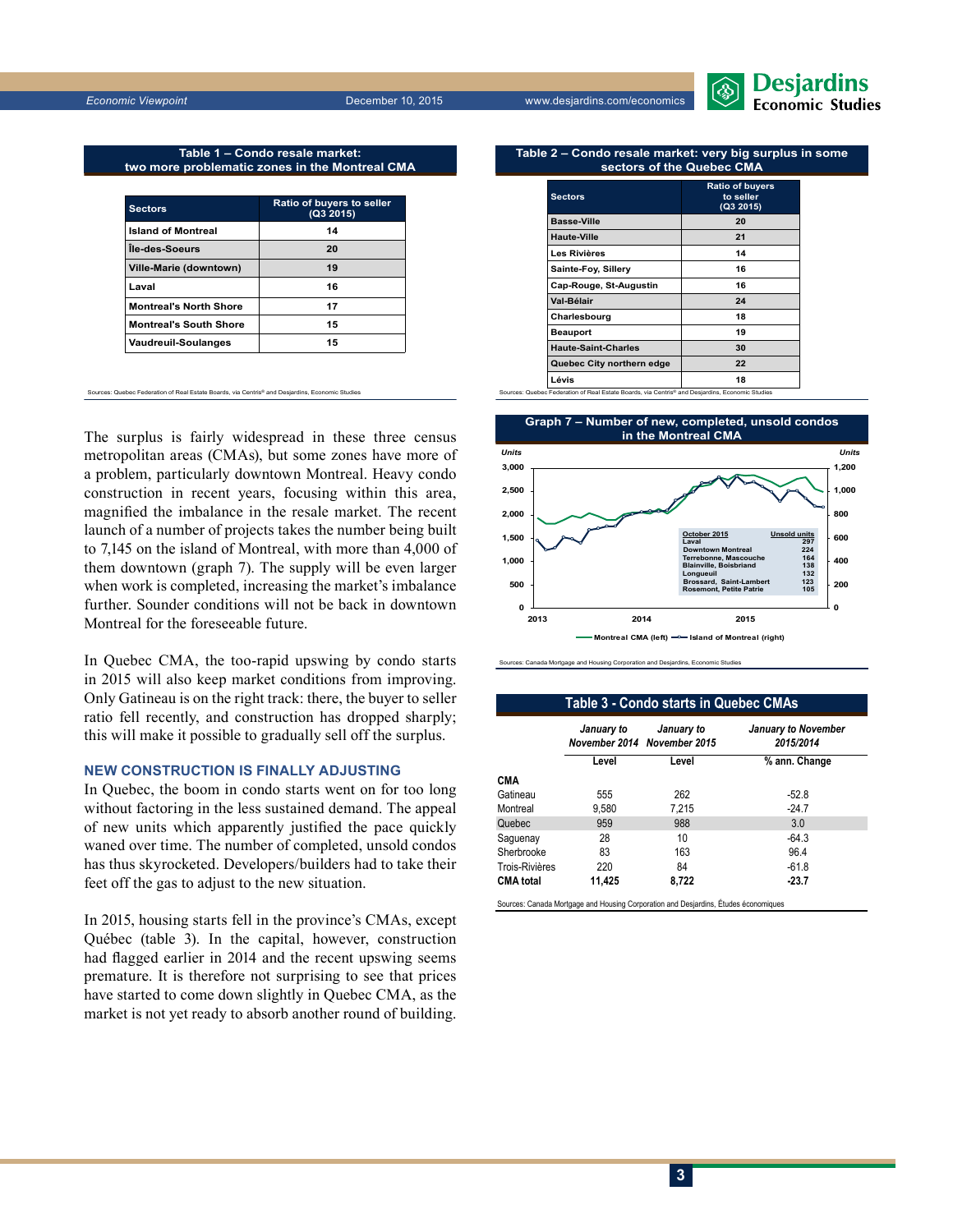**Table 1 – Condo resale market: two more problematic zones in the Montreal CMA**

| Sectors | Ratio of buyers to seller (Q3 2015) |
| --- | --- |
| Island of Montreal | 14 |
| Île-des-Soeurs | 20 |
| Ville-Marie (downtown) | 19 |
| Laval | 16 |
| Montreal's North Shore | 17 |
| Montreal's South Shore | 15 |
| Vaudreuil-Soulanges | 15 |

Sources: Quebec Federation of Real Estate Boards, via Centris® and Desjardins, Economic Studies

**Table 2 – Condo resale market: very big surplus in some sectors of the Quebec CMA**

| Sectors | Ratio of buyers to seller (Q3 2015) |
| --- | --- |
| Basse-Ville | 20 |
| Haute-Ville | 21 |
| Les Rivières | 14 |
| Sainte-Foy, Sillery | 16 |
| Cap-Rouge, St-Augustin | 16 |
| Val-Bélair | 24 |
| Charlesbourg | 18 |
| Beauport | 19 |
| Haute-Saint-Charles | 30 |
| Quebec City northern edge | 22 |
| Lévis | 18 |

Sources: Quebec Federation of Real Estate Boards, via Centris® and Desjardins, Economic Studies

The surplus is fairly widespread in these three census metropolitan areas (CMAs), but some zones have more of a problem, particularly downtown Montreal. Heavy condo construction in recent years, focusing within this area, magnified the imbalance in the resale market. The recent launch of a number of projects takes the number being built to 7,145 on the island of Montreal, with more than 4,000 of them downtown (graph 7). The supply will be even larger when work is completed, increasing the market's imbalance further. Sounder conditions will not be back in downtown Montreal for the foreseeable future.

In Quebec CMA, the too-rapid upswing by condo starts in 2015 will also keep market conditions from improving. Only Gatineau is on the right track: there, the buyer to seller ratio fell recently, and construction has dropped sharply; this will make it possible to gradually sell off the surplus.

## NEW CONSTRUCTION IS FINALLY ADJUSTING

In Quebec, the boom in condo starts went on for too long without factoring in the less sustained demand. The appeal of new units which apparently justified the pace quickly waned over time. The number of completed, unsold condos has thus skyrocketed. Developers/builders had to take their feet off the gas to adjust to the new situation.

In 2015, housing starts fell in the province's CMAs, except Québec (table 3). In the capital, however, construction had flagged earlier in 2014 and the recent upswing seems premature. It is therefore not surprising to see that prices have started to come down slightly in Quebec CMA, as the market is not yet ready to absorb another round of building.

**Graph 7 – Number of new, completed, unsold condos in the Montreal CMA**

| October 2015 | Unsold units |
| --- | --- |
| Laval | 297 |
| Downtown Montreal | 224 |
| Terrebonne, Mascouche | 164 |
| Blainville, Boisbriand | 138 |
| Longueuil | 132 |
| Brossard, Saint-Lambert | 123 |
| Rosemont, Petite Patrie | 105 |

Montreal CMA (left) — Island of Montreal (right)

Sources: Canada Mortgage and Housing Corporation and Desjardins, Economic Studies

**Table 3 - Condo starts in Quebec CMAs**

| | *January to November 2014* | *January to November 2015* | *January to November 2015/2014* |
| --- | --- | --- | --- |
| | Level | Level | % ann. Change |
| **CMA** | | | |
| Gatineau | 555 | 262 | -52.8 |
| Montreal | 9,580 | 7,215 | -24.7 |
| Quebec | 959 | 988 | 3.0 |
| Saguenay | 28 | 10 | -64.3 |
| Sherbrooke | 83 | 163 | 96.4 |
| Trois-Rivières | 220 | 84 | -61.8 |
| **CMA total** | **11,425** | **8,722** | **-23.7** |

Sources: Canada Mortgage and Housing Corporation and Desjardins, Études économiques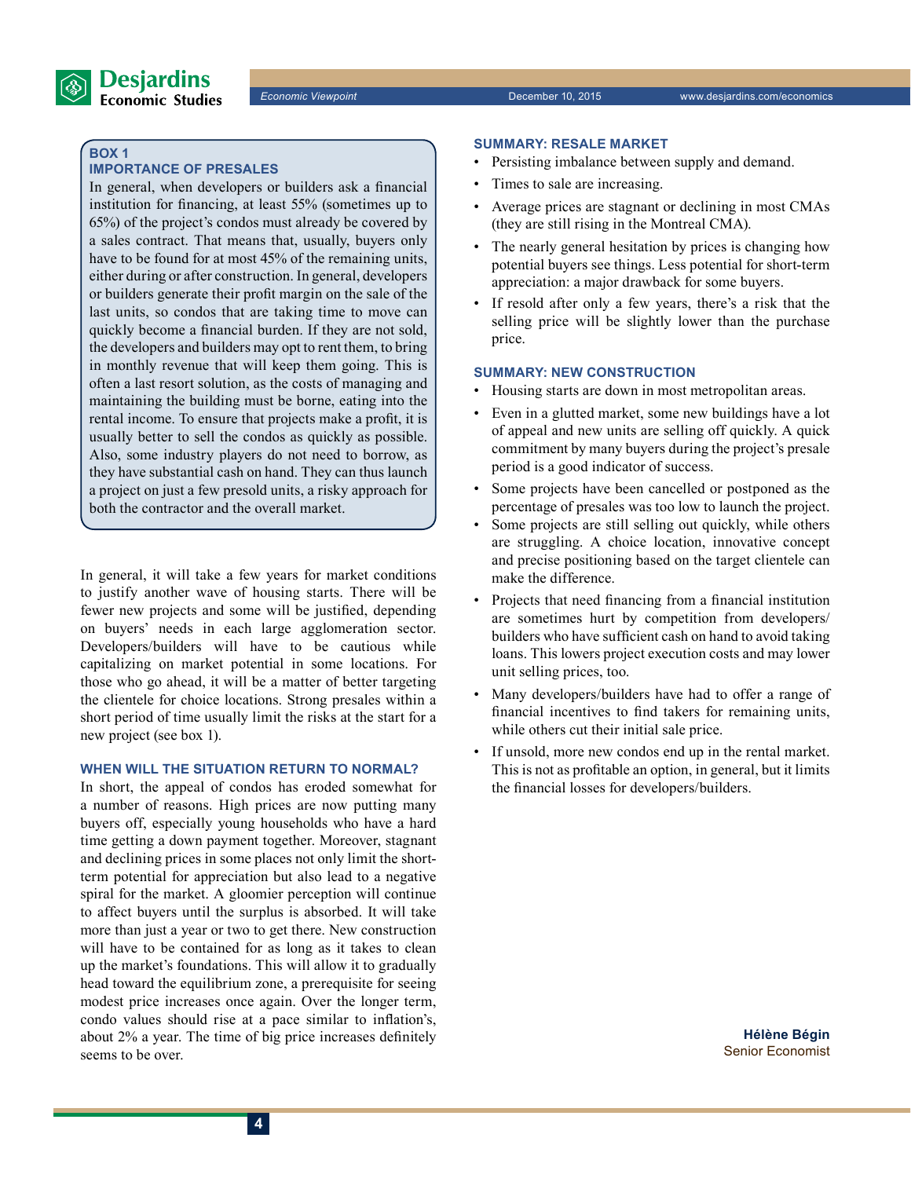### BOX 1
### IMPORTANCE OF PRESALES

In general, when developers or builders ask a financial institution for financing, at least 55% (sometimes up to 65%) of the project's condos must already be covered by a sales contract. That means that, usually, buyers only have to be found for at most 45% of the remaining units, either during or after construction. In general, developers or builders generate their profit margin on the sale of the last units, so condos that are taking time to move can quickly become a financial burden. If they are not sold, the developers and builders may opt to rent them, to bring in monthly revenue that will keep them going. This is often a last resort solution, as the costs of managing and maintaining the building must be borne, eating into the rental income. To ensure that projects make a profit, it is usually better to sell the condos as quickly as possible. Also, some industry players do not need to borrow, as they have substantial cash on hand. They can thus launch a project on just a few presold units, a risky approach for both the contractor and the overall market.

In general, it will take a few years for market conditions to justify another wave of housing starts. There will be fewer new projects and some will be justified, depending on buyers' needs in each large agglomeration sector. Developers/builders will have to be cautious while capitalizing on market potential in some locations. For those who go ahead, it will be a matter of better targeting the clientele for choice locations. Strong presales within a short period of time usually limit the risks at the start for a new project (see box 1).

## WHEN WILL THE SITUATION RETURN TO NORMAL?

In short, the appeal of condos has eroded somewhat for a number of reasons. High prices are now putting many buyers off, especially young households who have a hard time getting a down payment together. Moreover, stagnant and declining prices in some places not only limit the short-term potential for appreciation but also lead to a negative spiral for the market. A gloomier perception will continue to affect buyers until the surplus is absorbed. It will take more than just a year or two to get there. New construction will have to be contained for as long as it takes to clean up the market's foundations. This will allow it to gradually head toward the equilibrium zone, a prerequisite for seeing modest price increases once again. Over the longer term, condo values should rise at a pace similar to inflation's, about 2% a year. The time of big price increases definitely seems to be over.

## SUMMARY: RESALE MARKET

- Persisting imbalance between supply and demand.
- Times to sale are increasing.
- Average prices are stagnant or declining in most CMAs (they are still rising in the Montreal CMA).
- The nearly general hesitation by prices is changing how potential buyers see things. Less potential for short-term appreciation: a major drawback for some buyers.
- If resold after only a few years, there's a risk that the selling price will be slightly lower than the purchase price.

## SUMMARY: NEW CONSTRUCTION

- Housing starts are down in most metropolitan areas.
- Even in a glutted market, some new buildings have a lot of appeal and new units are selling off quickly. A quick commitment by many buyers during the project's presale period is a good indicator of success.
- Some projects have been cancelled or postponed as the percentage of presales was too low to launch the project.
- Some projects are still selling out quickly, while others are struggling. A choice location, innovative concept and precise positioning based on the target clientele can make the difference.
- Projects that need financing from a financial institution are sometimes hurt by competition from developers/builders who have sufficient cash on hand to avoid taking loans. This lowers project execution costs and may lower unit selling prices, too.
- Many developers/builders have had to offer a range of financial incentives to find takers for remaining units, while others cut their initial sale price.
- If unsold, more new condos end up in the rental market. This is not as profitable an option, in general, but it limits the financial losses for developers/builders.

**Hélène Bégin**
Senior Economist